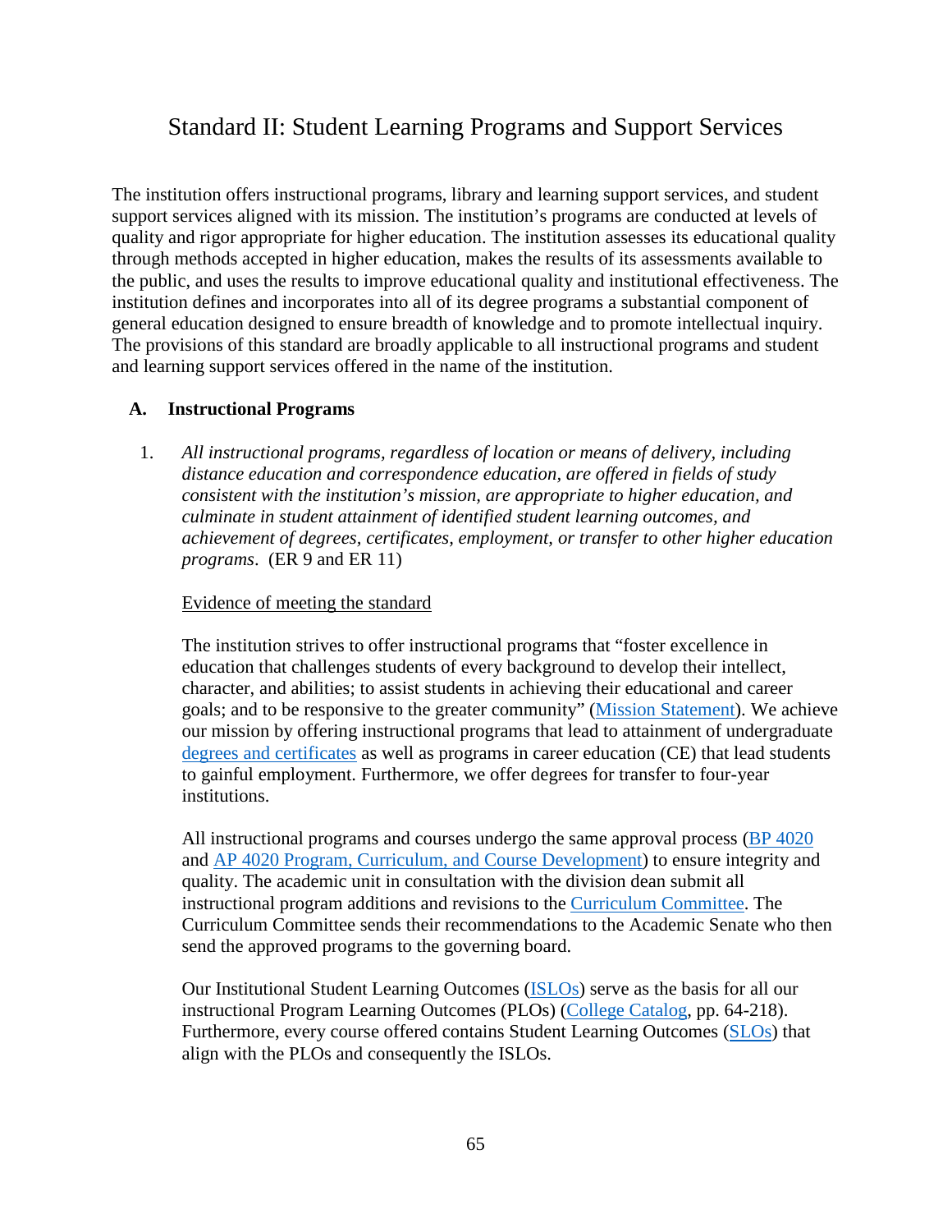# Standard II: Student Learning Programs and Support Services

The institution offers instructional programs, library and learning support services, and student support services aligned with its mission. The institution's programs are conducted at levels of quality and rigor appropriate for higher education. The institution assesses its educational quality through methods accepted in higher education, makes the results of its assessments available to the public, and uses the results to improve educational quality and institutional effectiveness. The institution defines and incorporates into all of its degree programs a substantial component of general education designed to ensure breadth of knowledge and to promote intellectual inquiry. The provisions of this standard are broadly applicable to all instructional programs and student and learning support services offered in the name of the institution.

## A. Instructional Programs

1. *All instructional programs, regardless of location or means of delivery, including distance education and correspondence education, are offered in fields of study consistent with the institution's mission, are appropriate to higher education, and culminate in student attainment of identified student learning outcomes, and achievement of degrees, certificates, employment, or transfer to other higher education programs*. (ER 9 and ER 11)

   Evidence of meeting the standard

   The institution strives to offer instructional programs that "foster excellence in education that challenges students of every background to develop their intellect, character, and abilities; to assist students in achieving their educational and career goals; and to be responsive to the greater community" (Mission Statement). We achieve our mission by offering instructional programs that lead to attainment of undergraduate degrees and certificates as well as programs in career education (CE) that lead students to gainful employment. Furthermore, we offer degrees for transfer to four-year institutions.

   All instructional programs and courses undergo the same approval process (BP 4020 and AP 4020 Program, Curriculum, and Course Development) to ensure integrity and quality. The academic unit in consultation with the division dean submit all instructional program additions and revisions to the Curriculum Committee. The Curriculum Committee sends their recommendations to the Academic Senate who then send the approved programs to the governing board.

   Our Institutional Student Learning Outcomes (ISLOs) serve as the basis for all our instructional Program Learning Outcomes (PLOs) (College Catalog, pp. 64-218). Furthermore, every course offered contains Student Learning Outcomes (SLOs) that align with the PLOs and consequently the ISLOs.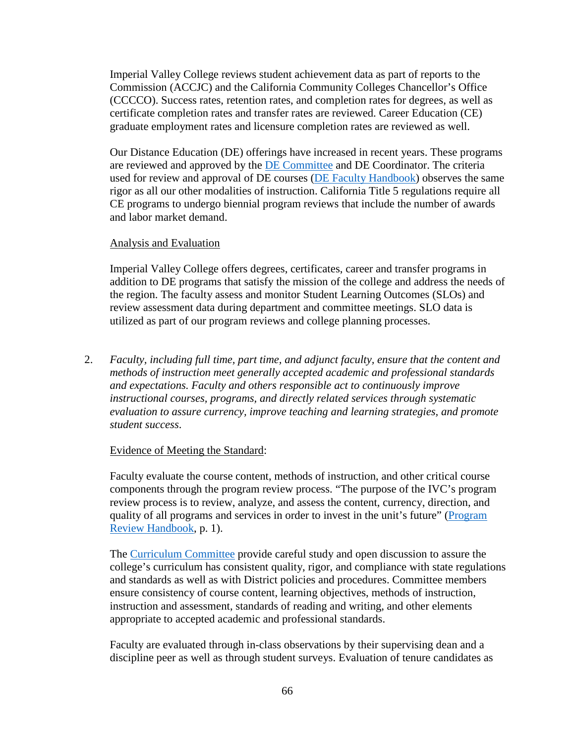Imperial Valley College reviews student achievement data as part of reports to the Commission (ACCJC) and the California Community Colleges Chancellor's Office (CCCCO). Success rates, retention rates, and completion rates for degrees, as well as certificate completion rates and transfer rates are reviewed. Career Education (CE) graduate employment rates and licensure completion rates are reviewed as well.

Our Distance Education (DE) offerings have increased in recent years. These programs are reviewed and approved by the DE Committee and DE Coordinator. The criteria used for review and approval of DE courses (DE Faculty Handbook) observes the same rigor as all our other modalities of instruction. California Title 5 regulations require all CE programs to undergo biennial program reviews that include the number of awards and labor market demand.

Analysis and Evaluation

Imperial Valley College offers degrees, certificates, career and transfer programs in addition to DE programs that satisfy the mission of the college and address the needs of the region. The faculty assess and monitor Student Learning Outcomes (SLOs) and review assessment data during department and committee meetings. SLO data is utilized as part of our program reviews and college planning processes.

2. *Faculty, including full time, part time, and adjunct faculty, ensure that the content and methods of instruction meet generally accepted academic and professional standards and expectations. Faculty and others responsible act to continuously improve instructional courses, programs, and directly related services through systematic evaluation to assure currency, improve teaching and learning strategies, and promote student success.*

Evidence of Meeting the Standard:

Faculty evaluate the course content, methods of instruction, and other critical course components through the program review process. "The purpose of the IVC's program review process is to review, analyze, and assess the content, currency, direction, and quality of all programs and services in order to invest in the unit's future" (Program Review Handbook, p. 1).

The Curriculum Committee provide careful study and open discussion to assure the college's curriculum has consistent quality, rigor, and compliance with state regulations and standards as well as with District policies and procedures. Committee members ensure consistency of course content, learning objectives, methods of instruction, instruction and assessment, standards of reading and writing, and other elements appropriate to accepted academic and professional standards.

Faculty are evaluated through in-class observations by their supervising dean and a discipline peer as well as through student surveys. Evaluation of tenure candidates as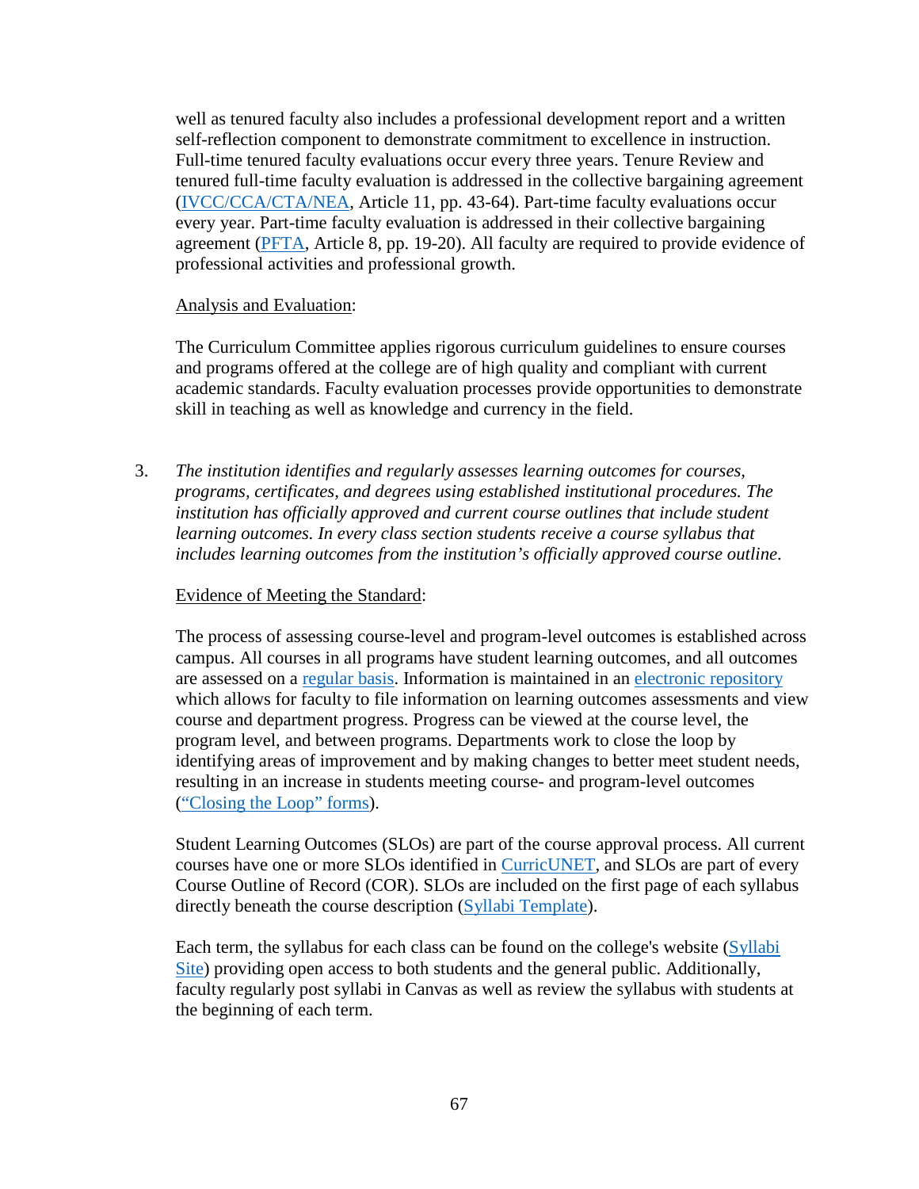well as tenured faculty also includes a professional development report and a written self-reflection component to demonstrate commitment to excellence in instruction. Full-time tenured faculty evaluations occur every three years. Tenure Review and tenured full-time faculty evaluation is addressed in the collective bargaining agreement (IVCC/CCA/CTA/NEA, Article 11, pp. 43-64). Part-time faculty evaluations occur every year. Part-time faculty evaluation is addressed in their collective bargaining agreement (PFTA, Article 8, pp. 19-20). All faculty are required to provide evidence of professional activities and professional growth.

<u>Analysis and Evaluation</u>:

The Curriculum Committee applies rigorous curriculum guidelines to ensure courses and programs offered at the college are of high quality and compliant with current academic standards. Faculty evaluation processes provide opportunities to demonstrate skill in teaching as well as knowledge and currency in the field.

3. *The institution identifies and regularly assesses learning outcomes for courses, programs, certificates, and degrees using established institutional procedures. The institution has officially approved and current course outlines that include student learning outcomes. In every class section students receive a course syllabus that includes learning outcomes from the institution's officially approved course outline.*

<u>Evidence of Meeting the Standard</u>:

The process of assessing course-level and program-level outcomes is established across campus. All courses in all programs have student learning outcomes, and all outcomes are assessed on a regular basis. Information is maintained in an electronic repository which allows for faculty to file information on learning outcomes assessments and view course and department progress. Progress can be viewed at the course level, the program level, and between programs. Departments work to close the loop by identifying areas of improvement and by making changes to better meet student needs, resulting in an increase in students meeting course- and program-level outcomes ("Closing the Loop" forms).

Student Learning Outcomes (SLOs) are part of the course approval process. All current courses have one or more SLOs identified in CurricUNET, and SLOs are part of every Course Outline of Record (COR). SLOs are included on the first page of each syllabus directly beneath the course description (Syllabi Template).

Each term, the syllabus for each class can be found on the college's website (Syllabi Site) providing open access to both students and the general public. Additionally, faculty regularly post syllabi in Canvas as well as review the syllabus with students at the beginning of each term.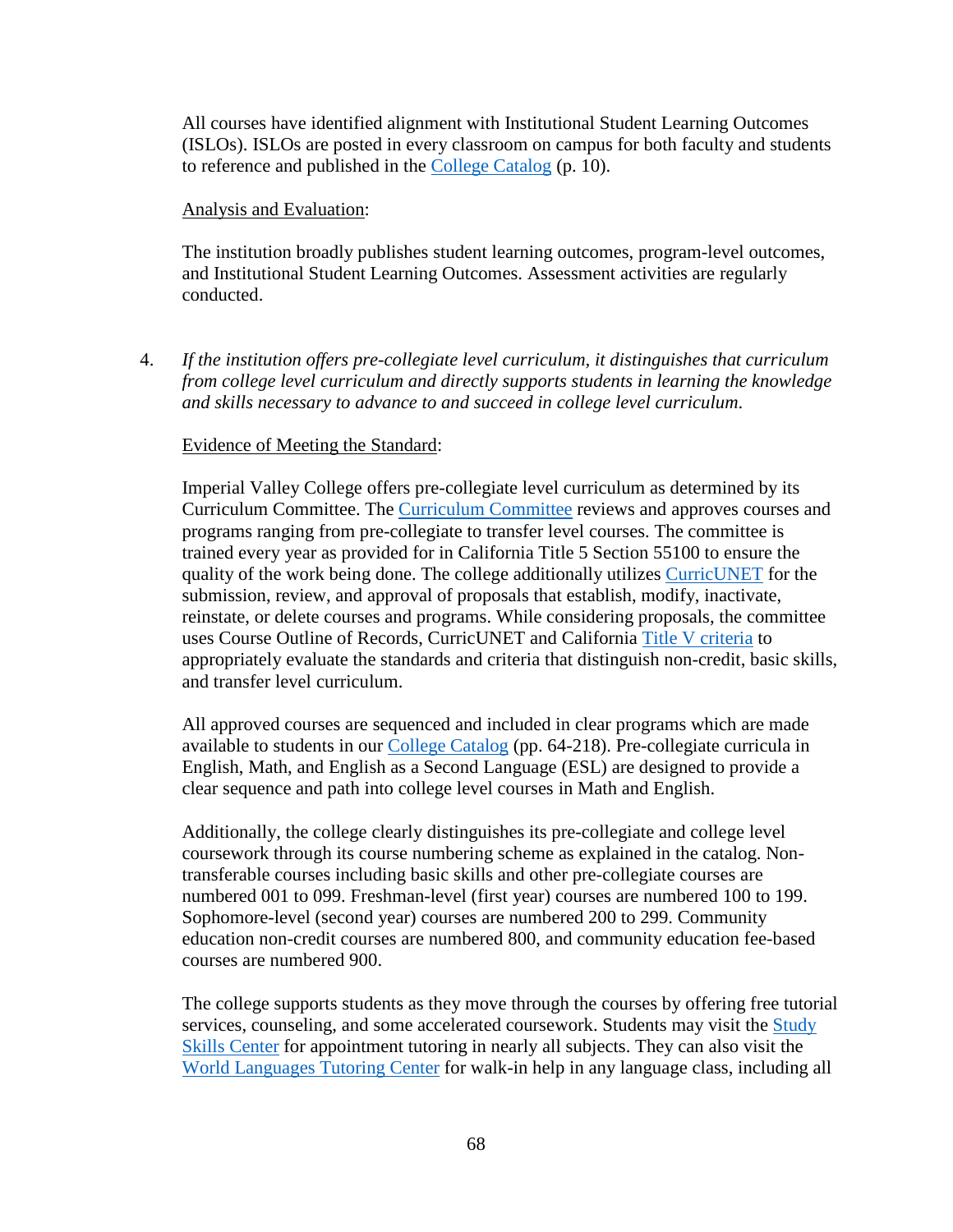All courses have identified alignment with Institutional Student Learning Outcomes (ISLOs). ISLOs are posted in every classroom on campus for both faculty and students to reference and published in the College Catalog (p. 10).

Analysis and Evaluation:

The institution broadly publishes student learning outcomes, program-level outcomes, and Institutional Student Learning Outcomes. Assessment activities are regularly conducted.

4. *If the institution offers pre-collegiate level curriculum, it distinguishes that curriculum from college level curriculum and directly supports students in learning the knowledge and skills necessary to advance to and succeed in college level curriculum.*

Evidence of Meeting the Standard:

Imperial Valley College offers pre-collegiate level curriculum as determined by its Curriculum Committee. The Curriculum Committee reviews and approves courses and programs ranging from pre-collegiate to transfer level courses. The committee is trained every year as provided for in California Title 5 Section 55100 to ensure the quality of the work being done. The college additionally utilizes CurricUNET for the submission, review, and approval of proposals that establish, modify, inactivate, reinstate, or delete courses and programs. While considering proposals, the committee uses Course Outline of Records, CurricUNET and California Title V criteria to appropriately evaluate the standards and criteria that distinguish non-credit, basic skills, and transfer level curriculum.

All approved courses are sequenced and included in clear programs which are made available to students in our College Catalog (pp. 64-218). Pre-collegiate curricula in English, Math, and English as a Second Language (ESL) are designed to provide a clear sequence and path into college level courses in Math and English.

Additionally, the college clearly distinguishes its pre-collegiate and college level coursework through its course numbering scheme as explained in the catalog. Non-transferable courses including basic skills and other pre-collegiate courses are numbered 001 to 099. Freshman-level (first year) courses are numbered 100 to 199. Sophomore-level (second year) courses are numbered 200 to 299. Community education non-credit courses are numbered 800, and community education fee-based courses are numbered 900.

The college supports students as they move through the courses by offering free tutorial services, counseling, and some accelerated coursework. Students may visit the Study Skills Center for appointment tutoring in nearly all subjects. They can also visit the World Languages Tutoring Center for walk-in help in any language class, including all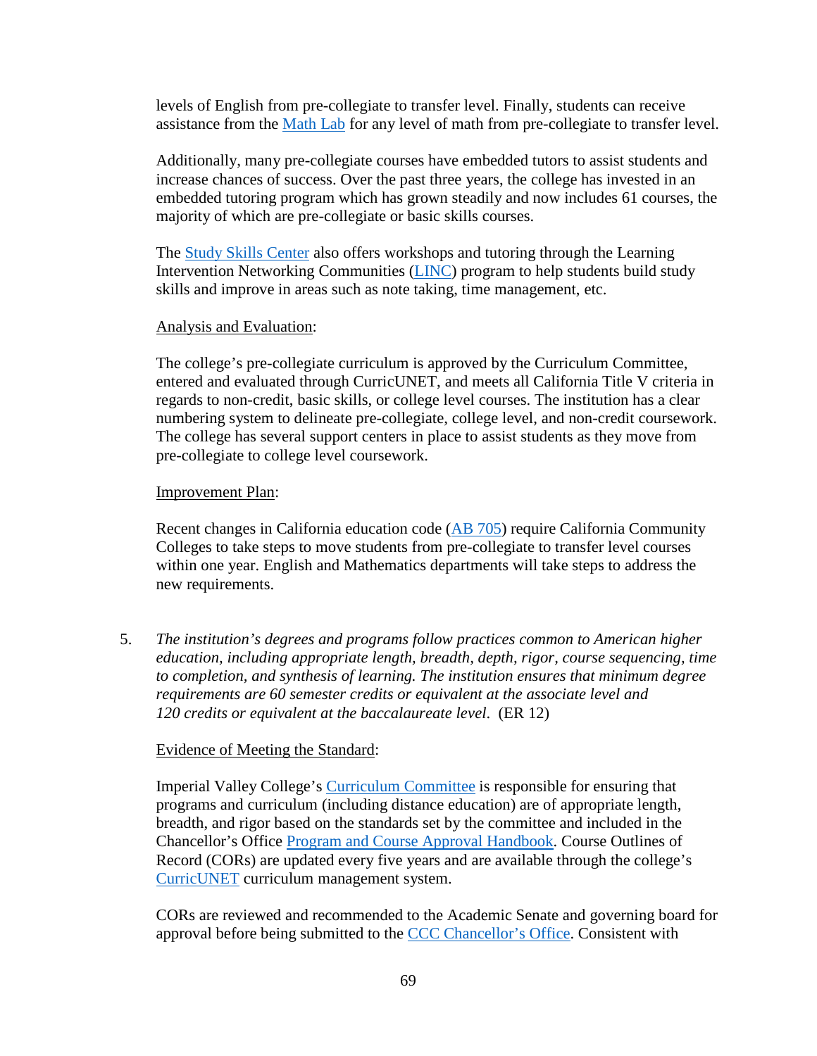levels of English from pre-collegiate to transfer level. Finally, students can receive assistance from the Math Lab for any level of math from pre-collegiate to transfer level.

Additionally, many pre-collegiate courses have embedded tutors to assist students and increase chances of success. Over the past three years, the college has invested in an embedded tutoring program which has grown steadily and now includes 61 courses, the majority of which are pre-collegiate or basic skills courses.

The Study Skills Center also offers workshops and tutoring through the Learning Intervention Networking Communities (LINC) program to help students build study skills and improve in areas such as note taking, time management, etc.

<u>Analysis and Evaluation</u>:

The college's pre-collegiate curriculum is approved by the Curriculum Committee, entered and evaluated through CurricUNET, and meets all California Title V criteria in regards to non-credit, basic skills, or college level courses. The institution has a clear numbering system to delineate pre-collegiate, college level, and non-credit coursework. The college has several support centers in place to assist students as they move from pre-collegiate to college level coursework.

<u>Improvement Plan</u>:

Recent changes in California education code (AB 705) require California Community Colleges to take steps to move students from pre-collegiate to transfer level courses within one year. English and Mathematics departments will take steps to address the new requirements.

5. *The institution's degrees and programs follow practices common to American higher education, including appropriate length, breadth, depth, rigor, course sequencing, time to completion, and synthesis of learning. The institution ensures that minimum degree requirements are 60 semester credits or equivalent at the associate level and 120 credits or equivalent at the baccalaureate level.* (ER 12)

<u>Evidence of Meeting the Standard</u>:

Imperial Valley College's Curriculum Committee is responsible for ensuring that programs and curriculum (including distance education) are of appropriate length, breadth, and rigor based on the standards set by the committee and included in the Chancellor's Office Program and Course Approval Handbook. Course Outlines of Record (CORs) are updated every five years and are available through the college's CurricUNET curriculum management system.

CORs are reviewed and recommended to the Academic Senate and governing board for approval before being submitted to the CCC Chancellor's Office. Consistent with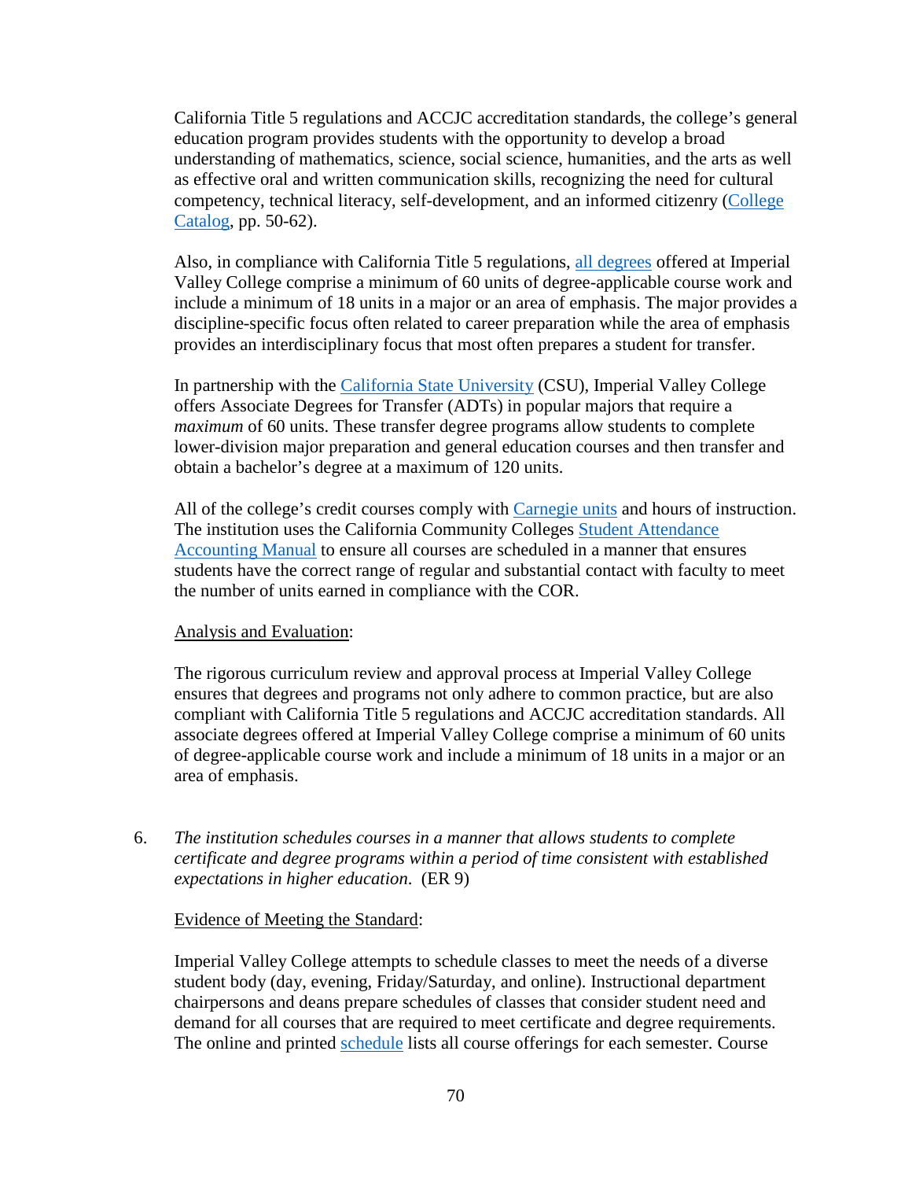California Title 5 regulations and ACCJC accreditation standards, the college's general education program provides students with the opportunity to develop a broad understanding of mathematics, science, social science, humanities, and the arts as well as effective oral and written communication skills, recognizing the need for cultural competency, technical literacy, self-development, and an informed citizenry (College Catalog, pp. 50-62).

Also, in compliance with California Title 5 regulations, all degrees offered at Imperial Valley College comprise a minimum of 60 units of degree-applicable course work and include a minimum of 18 units in a major or an area of emphasis. The major provides a discipline-specific focus often related to career preparation while the area of emphasis provides an interdisciplinary focus that most often prepares a student for transfer.

In partnership with the California State University (CSU), Imperial Valley College offers Associate Degrees for Transfer (ADTs) in popular majors that require a *maximum* of 60 units. These transfer degree programs allow students to complete lower-division major preparation and general education courses and then transfer and obtain a bachelor's degree at a maximum of 120 units.

All of the college's credit courses comply with Carnegie units and hours of instruction. The institution uses the California Community Colleges Student Attendance Accounting Manual to ensure all courses are scheduled in a manner that ensures students have the correct range of regular and substantial contact with faculty to meet the number of units earned in compliance with the COR.

Analysis and Evaluation:

The rigorous curriculum review and approval process at Imperial Valley College ensures that degrees and programs not only adhere to common practice, but are also compliant with California Title 5 regulations and ACCJC accreditation standards. All associate degrees offered at Imperial Valley College comprise a minimum of 60 units of degree-applicable course work and include a minimum of 18 units in a major or an area of emphasis.

6. *The institution schedules courses in a manner that allows students to complete certificate and degree programs within a period of time consistent with established expectations in higher education*. (ER 9)

Evidence of Meeting the Standard:

Imperial Valley College attempts to schedule classes to meet the needs of a diverse student body (day, evening, Friday/Saturday, and online). Instructional department chairpersons and deans prepare schedules of classes that consider student need and demand for all courses that are required to meet certificate and degree requirements. The online and printed schedule lists all course offerings for each semester. Course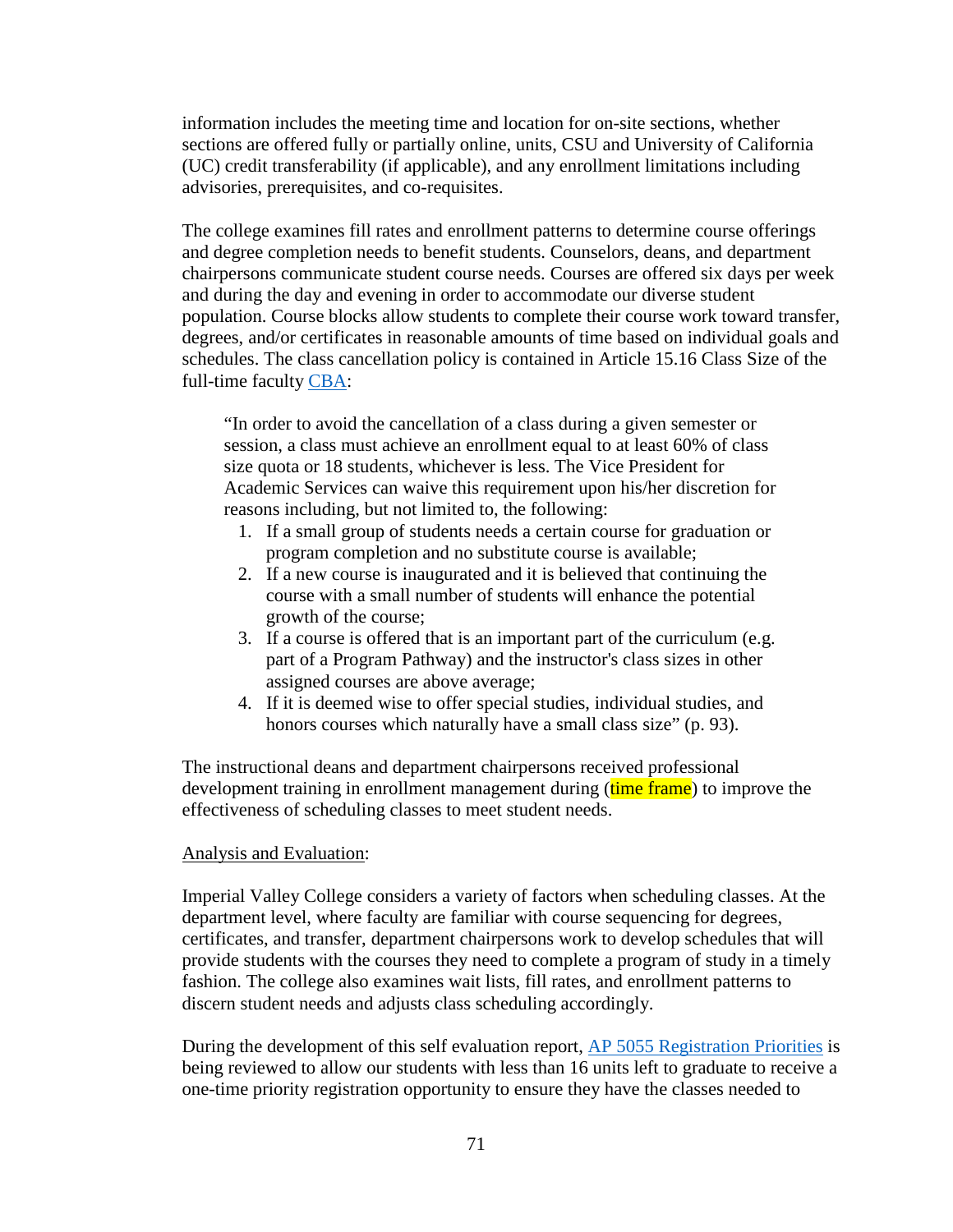information includes the meeting time and location for on-site sections, whether sections are offered fully or partially online, units, CSU and University of California (UC) credit transferability (if applicable), and any enrollment limitations including advisories, prerequisites, and co-requisites.

The college examines fill rates and enrollment patterns to determine course offerings and degree completion needs to benefit students. Counselors, deans, and department chairpersons communicate student course needs. Courses are offered six days per week and during the day and evening in order to accommodate our diverse student population. Course blocks allow students to complete their course work toward transfer, degrees, and/or certificates in reasonable amounts of time based on individual goals and schedules. The class cancellation policy is contained in Article 15.16 Class Size of the full-time faculty CBA:

> "In order to avoid the cancellation of a class during a given semester or session, a class must achieve an enrollment equal to at least 60% of class size quota or 18 students, whichever is less. The Vice President for Academic Services can waive this requirement upon his/her discretion for reasons including, but not limited to, the following:
>
> 1. If a small group of students needs a certain course for graduation or program completion and no substitute course is available;
> 2. If a new course is inaugurated and it is believed that continuing the course with a small number of students will enhance the potential growth of the course;
> 3. If a course is offered that is an important part of the curriculum (e.g. part of a Program Pathway) and the instructor's class sizes in other assigned courses are above average;
> 4. If it is deemed wise to offer special studies, individual studies, and honors courses which naturally have a small class size" (p. 93).

The instructional deans and department chairpersons received professional development training in enrollment management during (time frame) to improve the effectiveness of scheduling classes to meet student needs.

Analysis and Evaluation:

Imperial Valley College considers a variety of factors when scheduling classes. At the department level, where faculty are familiar with course sequencing for degrees, certificates, and transfer, department chairpersons work to develop schedules that will provide students with the courses they need to complete a program of study in a timely fashion. The college also examines wait lists, fill rates, and enrollment patterns to discern student needs and adjusts class scheduling accordingly.

During the development of this self evaluation report, AP 5055 Registration Priorities is being reviewed to allow our students with less than 16 units left to graduate to receive a one-time priority registration opportunity to ensure they have the classes needed to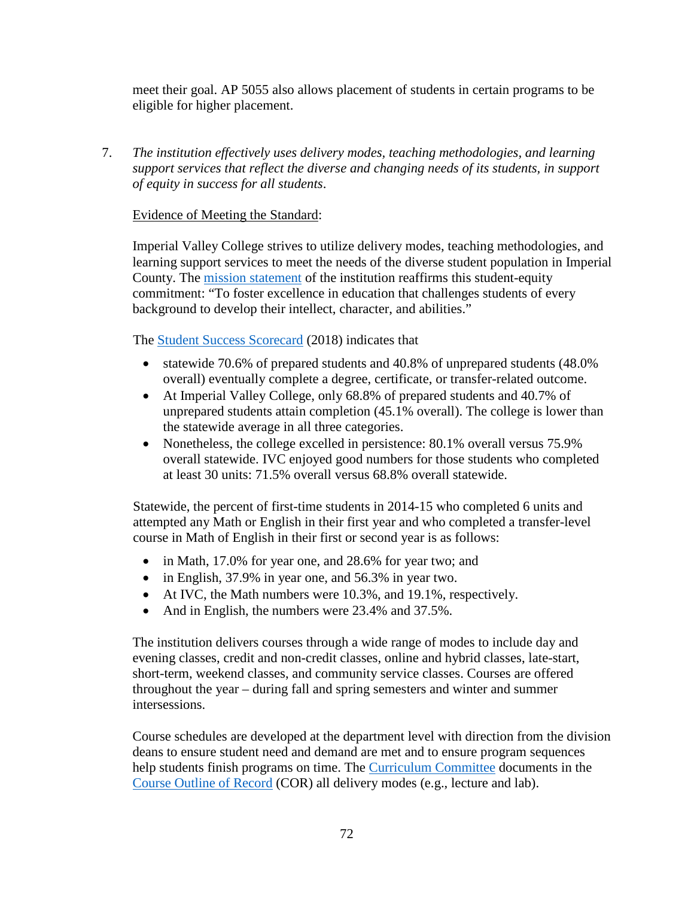meet their goal. AP 5055 also allows placement of students in certain programs to be eligible for higher placement.

7. *The institution effectively uses delivery modes, teaching methodologies, and learning support services that reflect the diverse and changing needs of its students, in support of equity in success for all students*.

   Evidence of Meeting the Standard:

   Imperial Valley College strives to utilize delivery modes, teaching methodologies, and learning support services to meet the needs of the diverse student population in Imperial County. The mission statement of the institution reaffirms this student-equity commitment: "To foster excellence in education that challenges students of every background to develop their intellect, character, and abilities."

   The Student Success Scorecard (2018) indicates that

   - statewide 70.6% of prepared students and 40.8% of unprepared students (48.0% overall) eventually complete a degree, certificate, or transfer-related outcome.
   - At Imperial Valley College, only 68.8% of prepared students and 40.7% of unprepared students attain completion (45.1% overall). The college is lower than the statewide average in all three categories.
   - Nonetheless, the college excelled in persistence: 80.1% overall versus 75.9% overall statewide. IVC enjoyed good numbers for those students who completed at least 30 units: 71.5% overall versus 68.8% overall statewide.

   Statewide, the percent of first-time students in 2014-15 who completed 6 units and attempted any Math or English in their first year and who completed a transfer-level course in Math of English in their first or second year is as follows:

   - in Math, 17.0% for year one, and 28.6% for year two; and
   - in English, 37.9% in year one, and 56.3% in year two.
   - At IVC, the Math numbers were 10.3%, and 19.1%, respectively.
   - And in English, the numbers were 23.4% and 37.5%.

   The institution delivers courses through a wide range of modes to include day and evening classes, credit and non-credit classes, online and hybrid classes, late-start, short-term, weekend classes, and community service classes. Courses are offered throughout the year – during fall and spring semesters and winter and summer intersessions.

   Course schedules are developed at the department level with direction from the division deans to ensure student need and demand are met and to ensure program sequences help students finish programs on time. The Curriculum Committee documents in the Course Outline of Record (COR) all delivery modes (e.g., lecture and lab).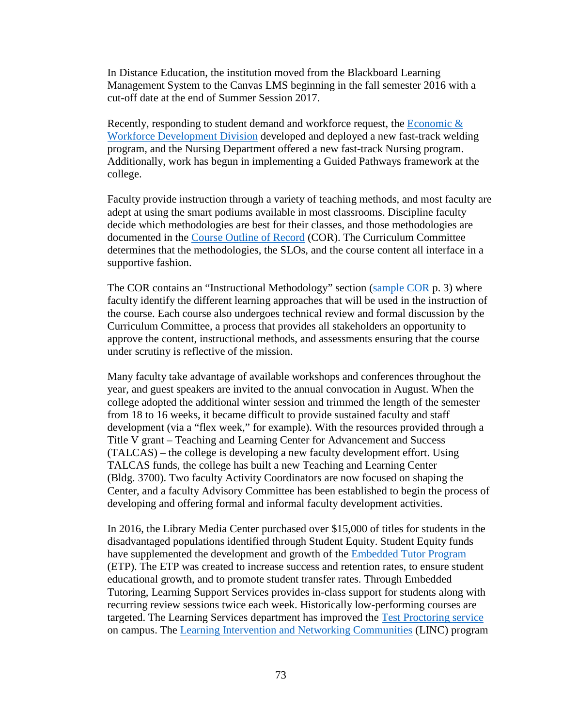In Distance Education, the institution moved from the Blackboard Learning Management System to the Canvas LMS beginning in the fall semester 2016 with a cut-off date at the end of Summer Session 2017.

Recently, responding to student demand and workforce request, the Economic & Workforce Development Division developed and deployed a new fast-track welding program, and the Nursing Department offered a new fast-track Nursing program. Additionally, work has begun in implementing a Guided Pathways framework at the college.

Faculty provide instruction through a variety of teaching methods, and most faculty are adept at using the smart podiums available in most classrooms. Discipline faculty decide which methodologies are best for their classes, and those methodologies are documented in the Course Outline of Record (COR). The Curriculum Committee determines that the methodologies, the SLOs, and the course content all interface in a supportive fashion.

The COR contains an "Instructional Methodology" section (sample COR p. 3) where faculty identify the different learning approaches that will be used in the instruction of the course. Each course also undergoes technical review and formal discussion by the Curriculum Committee, a process that provides all stakeholders an opportunity to approve the content, instructional methods, and assessments ensuring that the course under scrutiny is reflective of the mission.

Many faculty take advantage of available workshops and conferences throughout the year, and guest speakers are invited to the annual convocation in August. When the college adopted the additional winter session and trimmed the length of the semester from 18 to 16 weeks, it became difficult to provide sustained faculty and staff development (via a "flex week," for example). With the resources provided through a Title V grant – Teaching and Learning Center for Advancement and Success (TALCAS) – the college is developing a new faculty development effort. Using TALCAS funds, the college has built a new Teaching and Learning Center (Bldg. 3700). Two faculty Activity Coordinators are now focused on shaping the Center, and a faculty Advisory Committee has been established to begin the process of developing and offering formal and informal faculty development activities.

In 2016, the Library Media Center purchased over $15,000 of titles for students in the disadvantaged populations identified through Student Equity. Student Equity funds have supplemented the development and growth of the Embedded Tutor Program (ETP). The ETP was created to increase success and retention rates, to ensure student educational growth, and to promote student transfer rates. Through Embedded Tutoring, Learning Support Services provides in-class support for students along with recurring review sessions twice each week. Historically low-performing courses are targeted. The Learning Services department has improved the Test Proctoring service on campus. The Learning Intervention and Networking Communities (LINC) program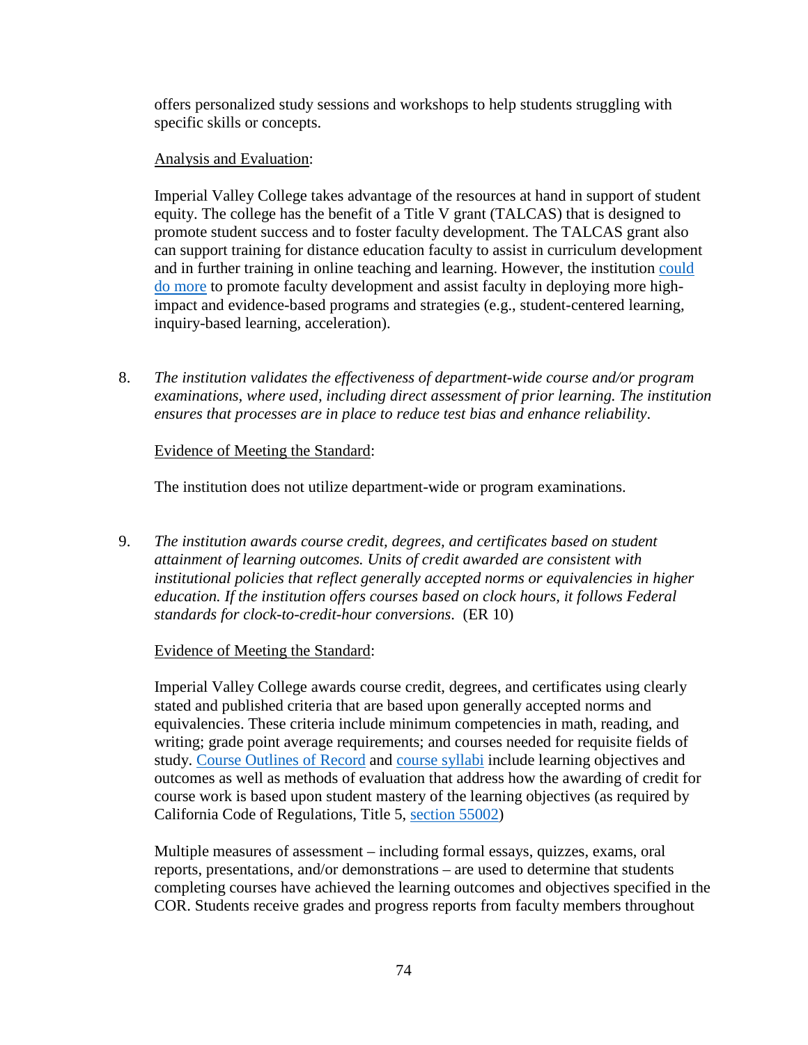offers personalized study sessions and workshops to help students struggling with specific skills or concepts.

Analysis and Evaluation:

Imperial Valley College takes advantage of the resources at hand in support of student equity. The college has the benefit of a Title V grant (TALCAS) that is designed to promote student success and to foster faculty development. The TALCAS grant also can support training for distance education faculty to assist in curriculum development and in further training in online teaching and learning. However, the institution could do more to promote faculty development and assist faculty in deploying more high-impact and evidence-based programs and strategies (e.g., student-centered learning, inquiry-based learning, acceleration).

8. *The institution validates the effectiveness of department-wide course and/or program examinations, where used, including direct assessment of prior learning. The institution ensures that processes are in place to reduce test bias and enhance reliability.*

   Evidence of Meeting the Standard:

   The institution does not utilize department-wide or program examinations.

9. *The institution awards course credit, degrees, and certificates based on student attainment of learning outcomes. Units of credit awarded are consistent with institutional policies that reflect generally accepted norms or equivalencies in higher education. If the institution offers courses based on clock hours, it follows Federal standards for clock-to-credit-hour conversions.* (ER 10)

   Evidence of Meeting the Standard:

   Imperial Valley College awards course credit, degrees, and certificates using clearly stated and published criteria that are based upon generally accepted norms and equivalencies. These criteria include minimum competencies in math, reading, and writing; grade point average requirements; and courses needed for requisite fields of study. Course Outlines of Record and course syllabi include learning objectives and outcomes as well as methods of evaluation that address how the awarding of credit for course work is based upon student mastery of the learning objectives (as required by California Code of Regulations, Title 5, section 55002)

   Multiple measures of assessment – including formal essays, quizzes, exams, oral reports, presentations, and/or demonstrations – are used to determine that students completing courses have achieved the learning outcomes and objectives specified in the COR. Students receive grades and progress reports from faculty members throughout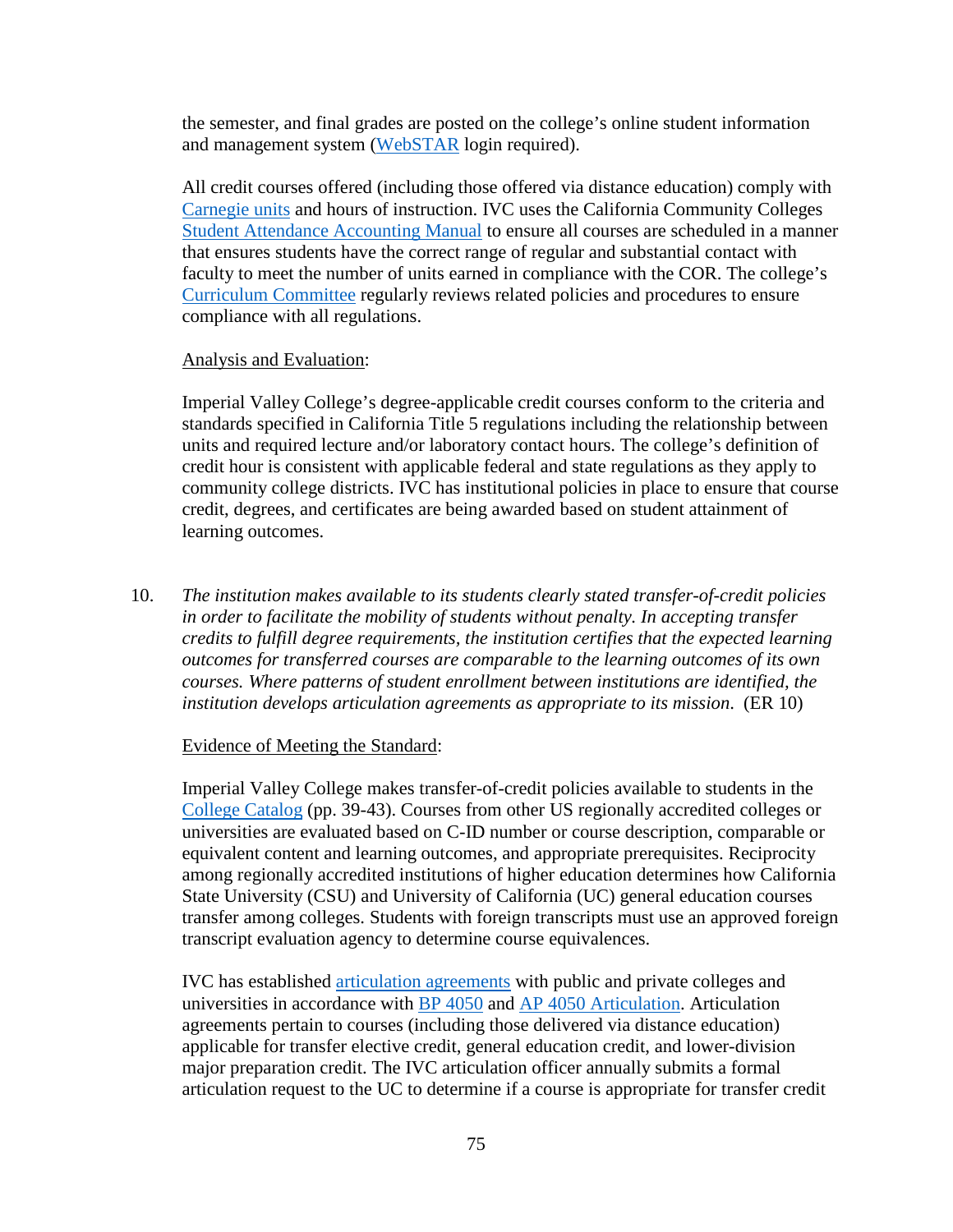the semester, and final grades are posted on the college's online student information and management system (WebSTAR login required).

All credit courses offered (including those offered via distance education) comply with Carnegie units and hours of instruction. IVC uses the California Community Colleges Student Attendance Accounting Manual to ensure all courses are scheduled in a manner that ensures students have the correct range of regular and substantial contact with faculty to meet the number of units earned in compliance with the COR. The college's Curriculum Committee regularly reviews related policies and procedures to ensure compliance with all regulations.

Analysis and Evaluation:

Imperial Valley College's degree-applicable credit courses conform to the criteria and standards specified in California Title 5 regulations including the relationship between units and required lecture and/or laboratory contact hours. The college's definition of credit hour is consistent with applicable federal and state regulations as they apply to community college districts. IVC has institutional policies in place to ensure that course credit, degrees, and certificates are being awarded based on student attainment of learning outcomes.

10. *The institution makes available to its students clearly stated transfer-of-credit policies in order to facilitate the mobility of students without penalty. In accepting transfer credits to fulfill degree requirements, the institution certifies that the expected learning outcomes for transferred courses are comparable to the learning outcomes of its own courses. Where patterns of student enrollment between institutions are identified, the institution develops articulation agreements as appropriate to its mission.* (ER 10)

Evidence of Meeting the Standard:

Imperial Valley College makes transfer-of-credit policies available to students in the College Catalog (pp. 39-43). Courses from other US regionally accredited colleges or universities are evaluated based on C-ID number or course description, comparable or equivalent content and learning outcomes, and appropriate prerequisites. Reciprocity among regionally accredited institutions of higher education determines how California State University (CSU) and University of California (UC) general education courses transfer among colleges. Students with foreign transcripts must use an approved foreign transcript evaluation agency to determine course equivalences.

IVC has established articulation agreements with public and private colleges and universities in accordance with BP 4050 and AP 4050 Articulation. Articulation agreements pertain to courses (including those delivered via distance education) applicable for transfer elective credit, general education credit, and lower-division major preparation credit. The IVC articulation officer annually submits a formal articulation request to the UC to determine if a course is appropriate for transfer credit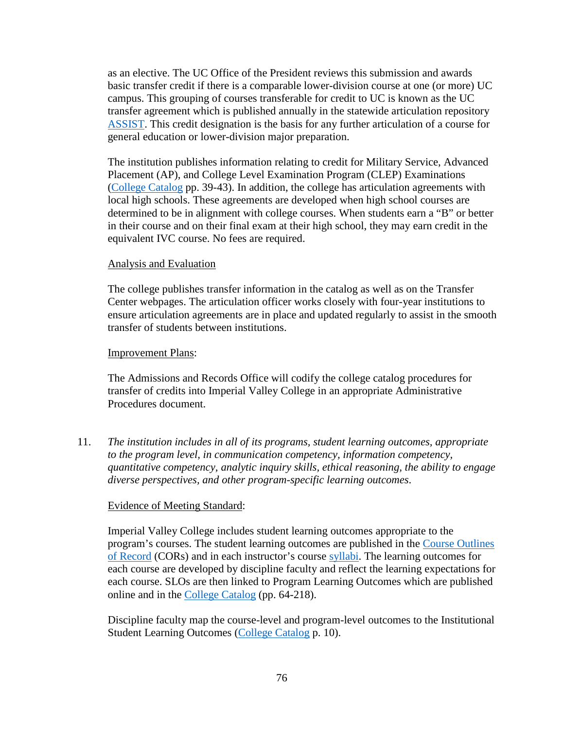as an elective. The UC Office of the President reviews this submission and awards basic transfer credit if there is a comparable lower-division course at one (or more) UC campus. This grouping of courses transferable for credit to UC is known as the UC transfer agreement which is published annually in the statewide articulation repository ASSIST. This credit designation is the basis for any further articulation of a course for general education or lower-division major preparation.

The institution publishes information relating to credit for Military Service, Advanced Placement (AP), and College Level Examination Program (CLEP) Examinations (College Catalog pp. 39-43). In addition, the college has articulation agreements with local high schools. These agreements are developed when high school courses are determined to be in alignment with college courses. When students earn a "B" or better in their course and on their final exam at their high school, they may earn credit in the equivalent IVC course. No fees are required.

Analysis and Evaluation

The college publishes transfer information in the catalog as well as on the Transfer Center webpages. The articulation officer works closely with four-year institutions to ensure articulation agreements are in place and updated regularly to assist in the smooth transfer of students between institutions.

Improvement Plans:

The Admissions and Records Office will codify the college catalog procedures for transfer of credits into Imperial Valley College in an appropriate Administrative Procedures document.

11. *The institution includes in all of its programs, student learning outcomes, appropriate to the program level, in communication competency, information competency, quantitative competency, analytic inquiry skills, ethical reasoning, the ability to engage diverse perspectives, and other program-specific learning outcomes.*

Evidence of Meeting Standard:

Imperial Valley College includes student learning outcomes appropriate to the program's courses. The student learning outcomes are published in the Course Outlines of Record (CORs) and in each instructor's course syllabi. The learning outcomes for each course are developed by discipline faculty and reflect the learning expectations for each course. SLOs are then linked to Program Learning Outcomes which are published online and in the College Catalog (pp. 64-218).

Discipline faculty map the course-level and program-level outcomes to the Institutional Student Learning Outcomes (College Catalog p. 10).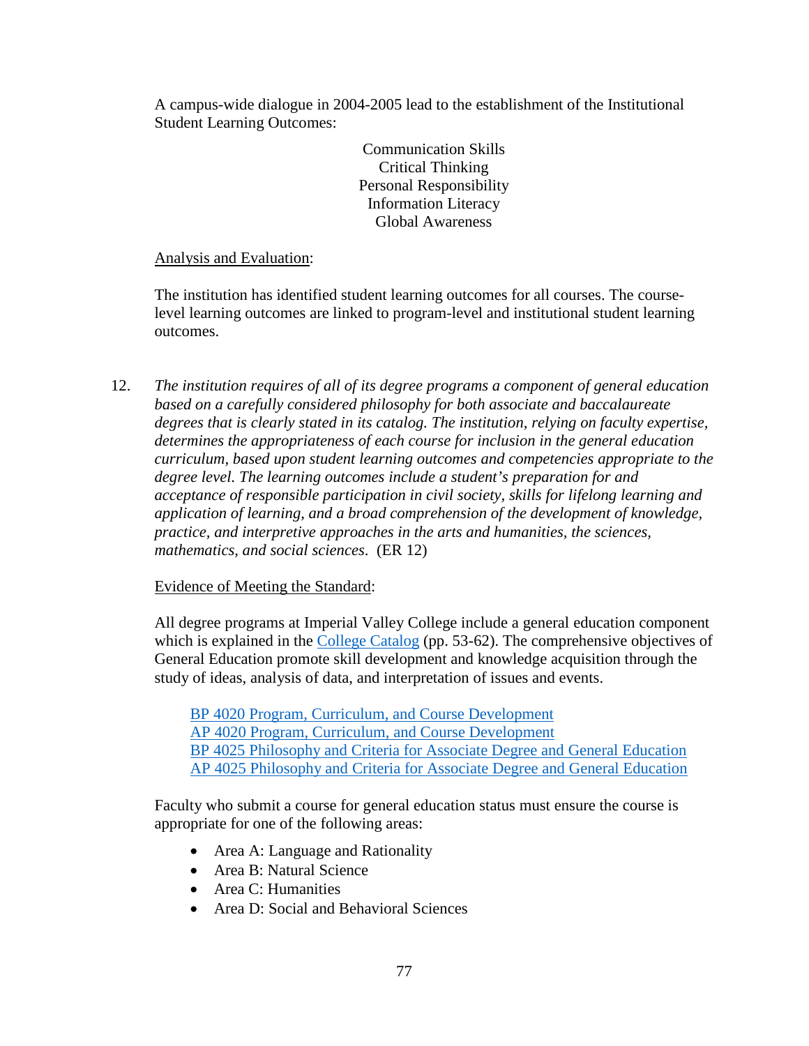A campus-wide dialogue in 2004-2005 lead to the establishment of the Institutional Student Learning Outcomes:

Communication Skills
Critical Thinking
Personal Responsibility
Information Literacy
Global Awareness

Analysis and Evaluation:

The institution has identified student learning outcomes for all courses. The course-level learning outcomes are linked to program-level and institutional student learning outcomes.

12. *The institution requires of all of its degree programs a component of general education based on a carefully considered philosophy for both associate and baccalaureate degrees that is clearly stated in its catalog. The institution, relying on faculty expertise, determines the appropriateness of each course for inclusion in the general education curriculum, based upon student learning outcomes and competencies appropriate to the degree level. The learning outcomes include a student's preparation for and acceptance of responsible participation in civil society, skills for lifelong learning and application of learning, and a broad comprehension of the development of knowledge, practice, and interpretive approaches in the arts and humanities, the sciences, mathematics, and social sciences.* (ER 12)

Evidence of Meeting the Standard:

All degree programs at Imperial Valley College include a general education component which is explained in the College Catalog (pp. 53-62). The comprehensive objectives of General Education promote skill development and knowledge acquisition through the study of ideas, analysis of data, and interpretation of issues and events.

BP 4020 Program, Curriculum, and Course Development
AP 4020 Program, Curriculum, and Course Development
BP 4025 Philosophy and Criteria for Associate Degree and General Education
AP 4025 Philosophy and Criteria for Associate Degree and General Education

Faculty who submit a course for general education status must ensure the course is appropriate for one of the following areas:

- Area A: Language and Rationality
- Area B: Natural Science
- Area C: Humanities
- Area D: Social and Behavioral Sciences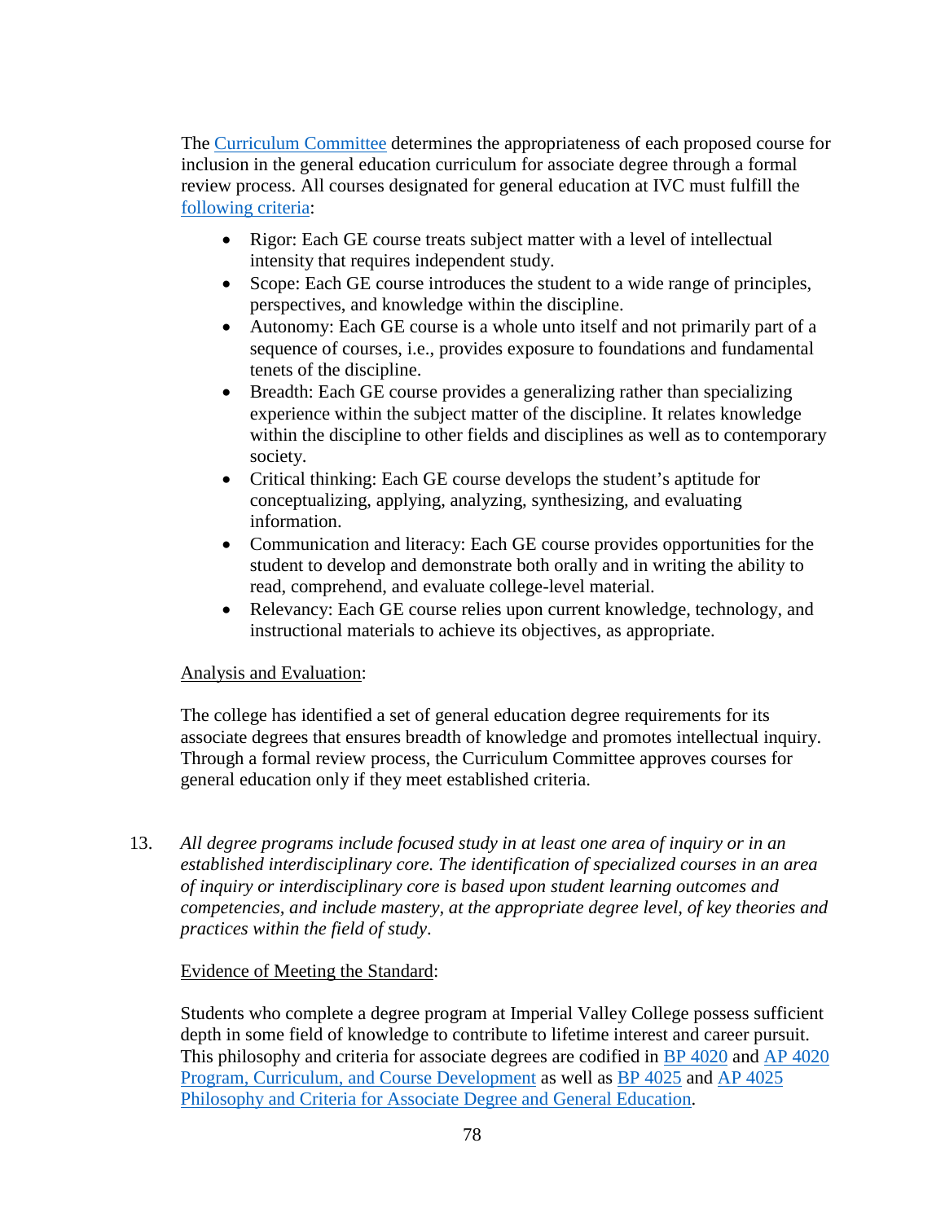The Curriculum Committee determines the appropriateness of each proposed course for inclusion in the general education curriculum for associate degree through a formal review process. All courses designated for general education at IVC must fulfill the following criteria:

- Rigor: Each GE course treats subject matter with a level of intellectual intensity that requires independent study.
- Scope: Each GE course introduces the student to a wide range of principles, perspectives, and knowledge within the discipline.
- Autonomy: Each GE course is a whole unto itself and not primarily part of a sequence of courses, i.e., provides exposure to foundations and fundamental tenets of the discipline.
- Breadth: Each GE course provides a generalizing rather than specializing experience within the subject matter of the discipline. It relates knowledge within the discipline to other fields and disciplines as well as to contemporary society.
- Critical thinking: Each GE course develops the student's aptitude for conceptualizing, applying, analyzing, synthesizing, and evaluating information.
- Communication and literacy: Each GE course provides opportunities for the student to develop and demonstrate both orally and in writing the ability to read, comprehend, and evaluate college-level material.
- Relevancy: Each GE course relies upon current knowledge, technology, and instructional materials to achieve its objectives, as appropriate.

Analysis and Evaluation:

The college has identified a set of general education degree requirements for its associate degrees that ensures breadth of knowledge and promotes intellectual inquiry. Through a formal review process, the Curriculum Committee approves courses for general education only if they meet established criteria.

13. *All degree programs include focused study in at least one area of inquiry or in an established interdisciplinary core. The identification of specialized courses in an area of inquiry or interdisciplinary core is based upon student learning outcomes and competencies, and include mastery, at the appropriate degree level, of key theories and practices within the field of study.*

Evidence of Meeting the Standard:

Students who complete a degree program at Imperial Valley College possess sufficient depth in some field of knowledge to contribute to lifetime interest and career pursuit. This philosophy and criteria for associate degrees are codified in BP 4020 and AP 4020 Program, Curriculum, and Course Development as well as BP 4025 and AP 4025 Philosophy and Criteria for Associate Degree and General Education.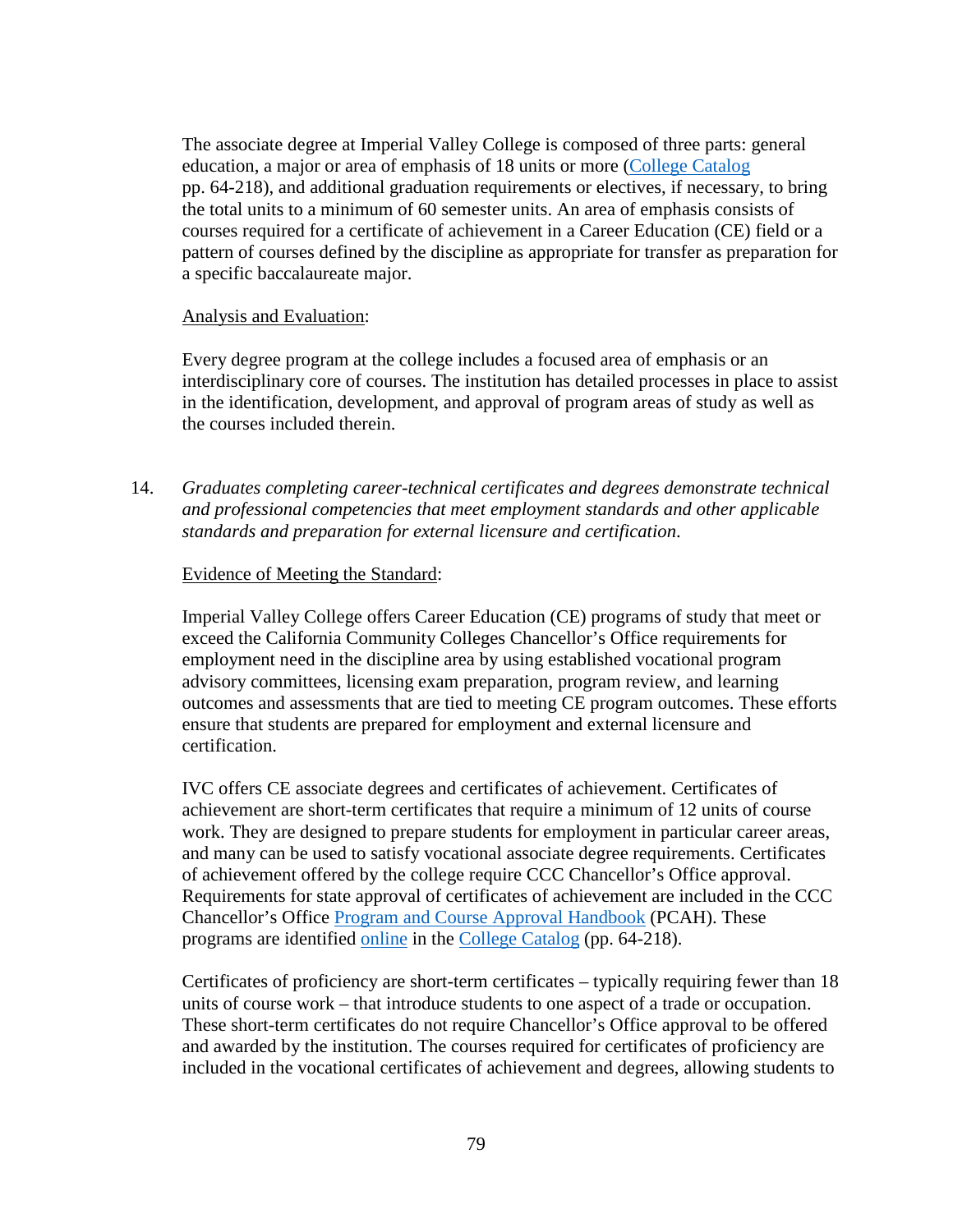The associate degree at Imperial Valley College is composed of three parts: general education, a major or area of emphasis of 18 units or more (College Catalog pp. 64-218), and additional graduation requirements or electives, if necessary, to bring the total units to a minimum of 60 semester units. An area of emphasis consists of courses required for a certificate of achievement in a Career Education (CE) field or a pattern of courses defined by the discipline as appropriate for transfer as preparation for a specific baccalaureate major.

Analysis and Evaluation:

Every degree program at the college includes a focused area of emphasis or an interdisciplinary core of courses. The institution has detailed processes in place to assist in the identification, development, and approval of program areas of study as well as the courses included therein.

14. *Graduates completing career-technical certificates and degrees demonstrate technical and professional competencies that meet employment standards and other applicable standards and preparation for external licensure and certification.*

Evidence of Meeting the Standard:

Imperial Valley College offers Career Education (CE) programs of study that meet or exceed the California Community Colleges Chancellor's Office requirements for employment need in the discipline area by using established vocational program advisory committees, licensing exam preparation, program review, and learning outcomes and assessments that are tied to meeting CE program outcomes. These efforts ensure that students are prepared for employment and external licensure and certification.

IVC offers CE associate degrees and certificates of achievement. Certificates of achievement are short-term certificates that require a minimum of 12 units of course work. They are designed to prepare students for employment in particular career areas, and many can be used to satisfy vocational associate degree requirements. Certificates of achievement offered by the college require CCC Chancellor's Office approval. Requirements for state approval of certificates of achievement are included in the CCC Chancellor's Office Program and Course Approval Handbook (PCAH). These programs are identified online in the College Catalog (pp. 64-218).

Certificates of proficiency are short-term certificates – typically requiring fewer than 18 units of course work – that introduce students to one aspect of a trade or occupation. These short-term certificates do not require Chancellor's Office approval to be offered and awarded by the institution. The courses required for certificates of proficiency are included in the vocational certificates of achievement and degrees, allowing students to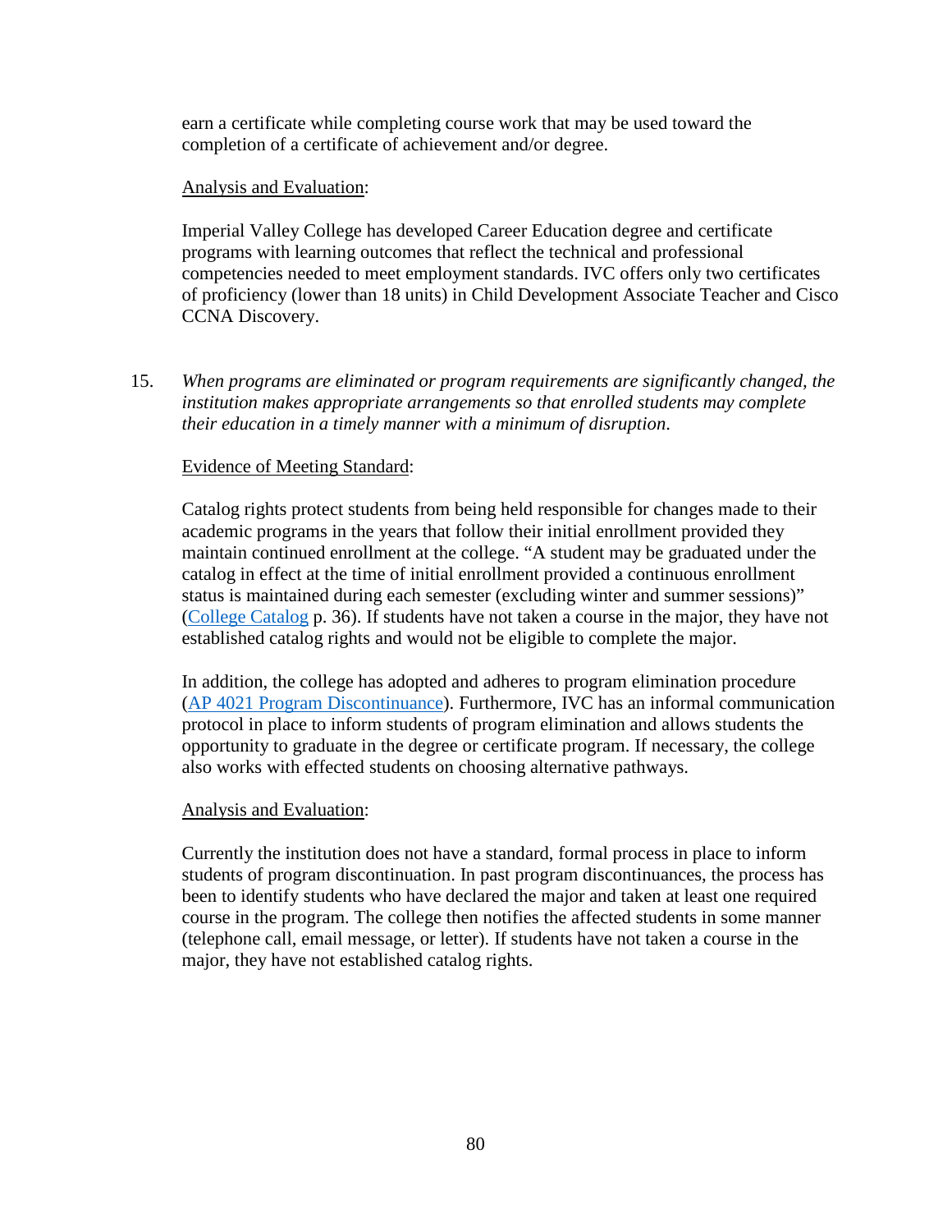earn a certificate while completing course work that may be used toward the completion of a certificate of achievement and/or degree.

<u>Analysis and Evaluation</u>:

Imperial Valley College has developed Career Education degree and certificate programs with learning outcomes that reflect the technical and professional competencies needed to meet employment standards. IVC offers only two certificates of proficiency (lower than 18 units) in Child Development Associate Teacher and Cisco CCNA Discovery.

15. *When programs are eliminated or program requirements are significantly changed, the institution makes appropriate arrangements so that enrolled students may complete their education in a timely manner with a minimum of disruption.*

<u>Evidence of Meeting Standard</u>:

Catalog rights protect students from being held responsible for changes made to their academic programs in the years that follow their initial enrollment provided they maintain continued enrollment at the college. "A student may be graduated under the catalog in effect at the time of initial enrollment provided a continuous enrollment status is maintained during each semester (excluding winter and summer sessions)" (College Catalog p. 36). If students have not taken a course in the major, they have not established catalog rights and would not be eligible to complete the major.

In addition, the college has adopted and adheres to program elimination procedure (AP 4021 Program Discontinuance). Furthermore, IVC has an informal communication protocol in place to inform students of program elimination and allows students the opportunity to graduate in the degree or certificate program. If necessary, the college also works with effected students on choosing alternative pathways.

<u>Analysis and Evaluation</u>:

Currently the institution does not have a standard, formal process in place to inform students of program discontinuation. In past program discontinuances, the process has been to identify students who have declared the major and taken at least one required course in the program. The college then notifies the affected students in some manner (telephone call, email message, or letter). If students have not taken a course in the major, they have not established catalog rights.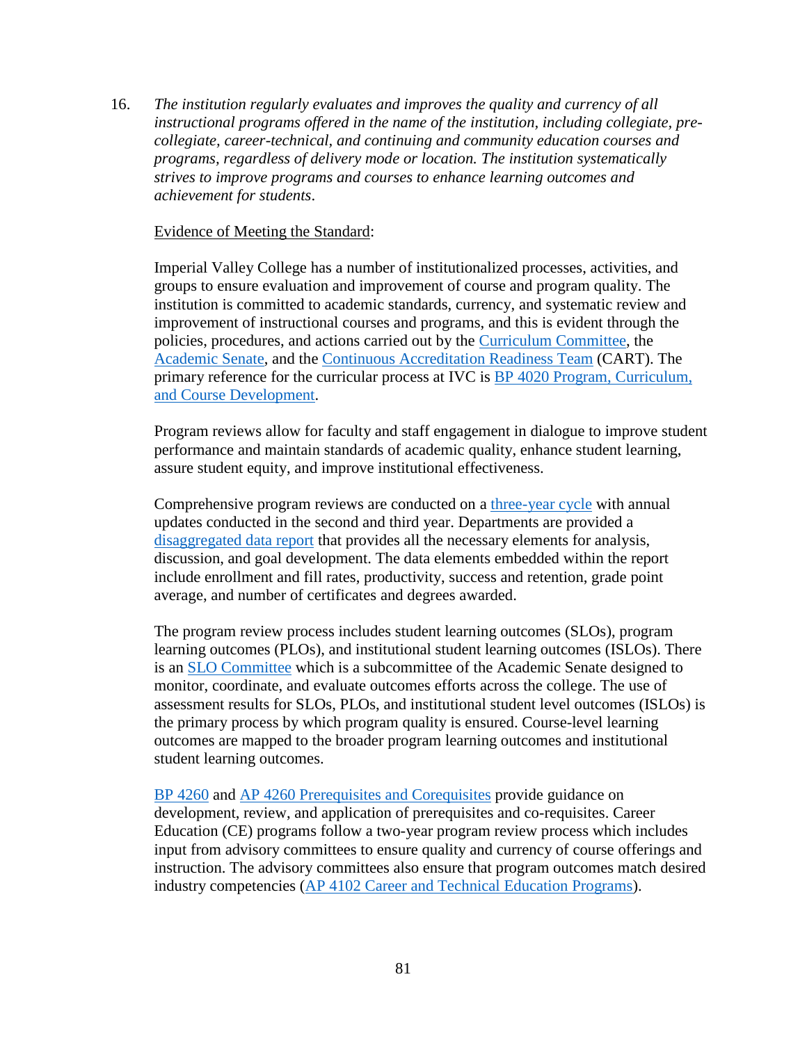16. *The institution regularly evaluates and improves the quality and currency of all instructional programs offered in the name of the institution, including collegiate, pre-collegiate, career-technical, and continuing and community education courses and programs, regardless of delivery mode or location. The institution systematically strives to improve programs and courses to enhance learning outcomes and achievement for students*.

Evidence of Meeting the Standard:

Imperial Valley College has a number of institutionalized processes, activities, and groups to ensure evaluation and improvement of course and program quality. The institution is committed to academic standards, currency, and systematic review and improvement of instructional courses and programs, and this is evident through the policies, procedures, and actions carried out by the Curriculum Committee, the Academic Senate, and the Continuous Accreditation Readiness Team (CART). The primary reference for the curricular process at IVC is BP 4020 Program, Curriculum, and Course Development.

Program reviews allow for faculty and staff engagement in dialogue to improve student performance and maintain standards of academic quality, enhance student learning, assure student equity, and improve institutional effectiveness.

Comprehensive program reviews are conducted on a three-year cycle with annual updates conducted in the second and third year. Departments are provided a disaggregated data report that provides all the necessary elements for analysis, discussion, and goal development. The data elements embedded within the report include enrollment and fill rates, productivity, success and retention, grade point average, and number of certificates and degrees awarded.

The program review process includes student learning outcomes (SLOs), program learning outcomes (PLOs), and institutional student learning outcomes (ISLOs). There is an SLO Committee which is a subcommittee of the Academic Senate designed to monitor, coordinate, and evaluate outcomes efforts across the college. The use of assessment results for SLOs, PLOs, and institutional student level outcomes (ISLOs) is the primary process by which program quality is ensured. Course-level learning outcomes are mapped to the broader program learning outcomes and institutional student learning outcomes.

BP 4260 and AP 4260 Prerequisites and Corequisites provide guidance on development, review, and application of prerequisites and co-requisites. Career Education (CE) programs follow a two-year program review process which includes input from advisory committees to ensure quality and currency of course offerings and instruction. The advisory committees also ensure that program outcomes match desired industry competencies (AP 4102 Career and Technical Education Programs).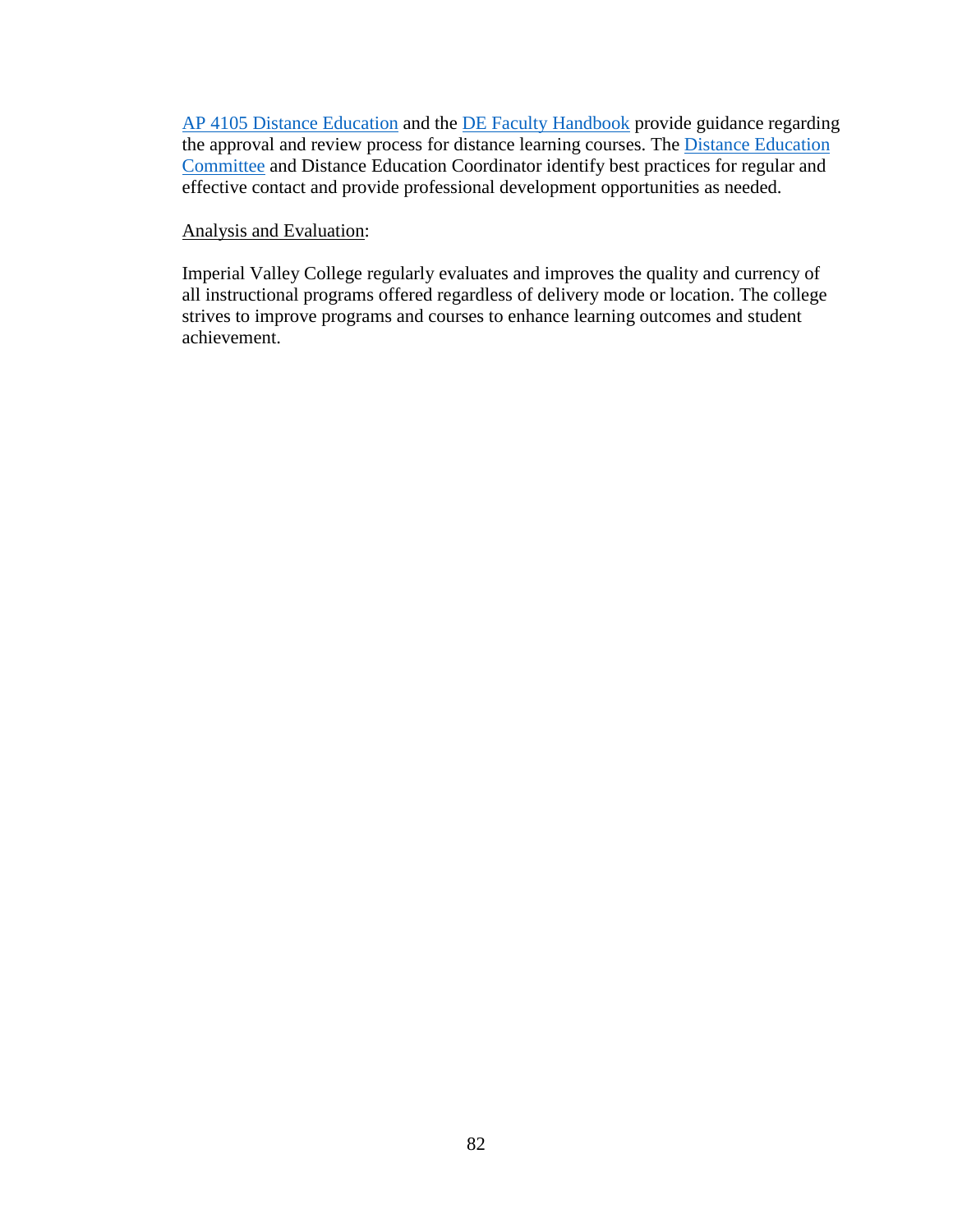AP 4105 Distance Education and the DE Faculty Handbook provide guidance regarding the approval and review process for distance learning courses. The Distance Education Committee and Distance Education Coordinator identify best practices for regular and effective contact and provide professional development opportunities as needed.

Analysis and Evaluation:

Imperial Valley College regularly evaluates and improves the quality and currency of all instructional programs offered regardless of delivery mode or location. The college strives to improve programs and courses to enhance learning outcomes and student achievement.